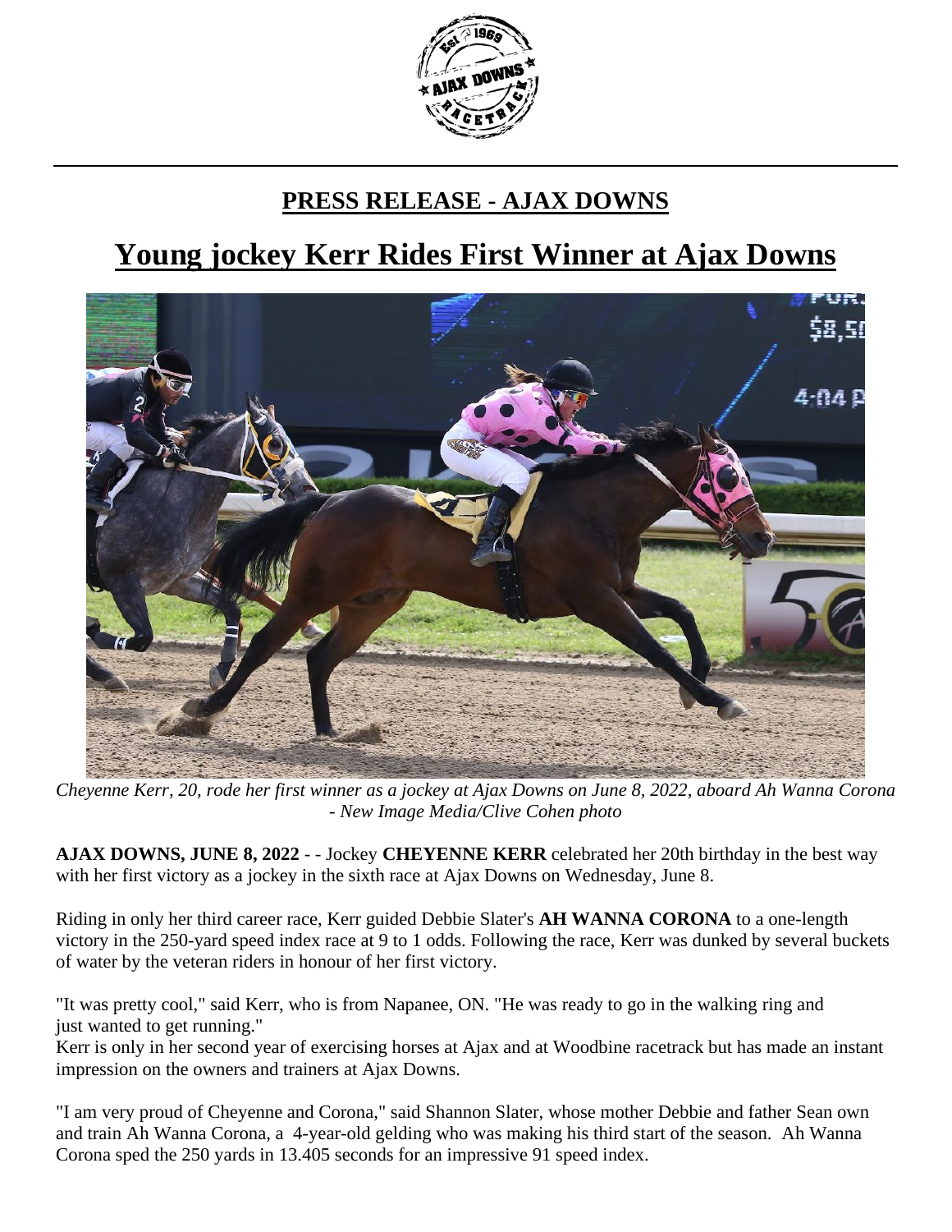## PRESS RELEASE - AJAX DOWNS

# Young jockey Kerr Rides First Winner at Ajax Downs

*Cheyenne Kerr, 20, rode her first winner as a jockey at Ajax Downs on June 8, 2022, aboard Ah Wanna Corona - New Image Media/Clive Cohen photo*

**AJAX DOWNS, JUNE 8, 2022** - - Jockey **CHEYENNE KERR** celebrated her 20th birthday in the best way with her first victory as a jockey in the sixth race at Ajax Downs on Wednesday, June 8.

Riding in only her third career race, Kerr guided Debbie Slater's **AH WANNA CORONA** to a one-length victory in the 250-yard speed index race at 9 to 1 odds. Following the race, Kerr was dunked by several buckets of water by the veteran riders in honour of her first victory.

"It was pretty cool," said Kerr, who is from Napanee, ON. "He was ready to go in the walking ring and just wanted to get running."

Kerr is only in her second year of exercising horses at Ajax and at Woodbine racetrack but has made an instant impression on the owners and trainers at Ajax Downs.

"I am very proud of Cheyenne and Corona," said Shannon Slater, whose mother Debbie and father Sean own and train Ah Wanna Corona, a 4-year-old gelding who was making his third start of the season. Ah Wanna Corona sped the 250 yards in 13.405 seconds for an impressive 91 speed index.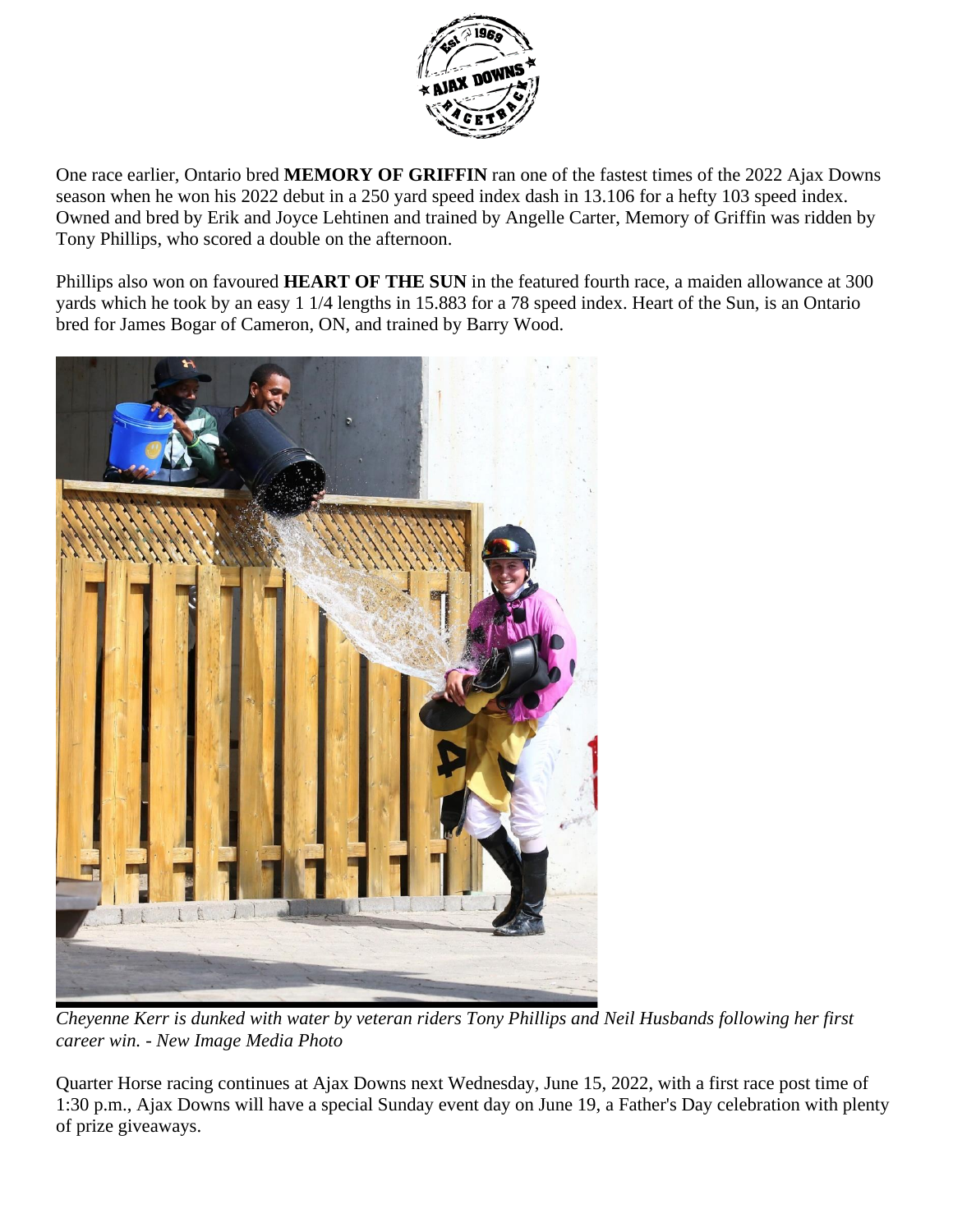One race earlier, Ontario bred **MEMORY OF GRIFFIN** ran one of the fastest times of the 2022 Ajax Downs season when he won his 2022 debut in a 250 yard speed index dash in 13.106 for a hefty 103 speed index. Owned and bred by Erik and Joyce Lehtinen and trained by Angelle Carter, Memory of Griffin was ridden by Tony Phillips, who scored a double on the afternoon.

Phillips also won on favoured **HEART OF THE SUN** in the featured fourth race, a maiden allowance at 300 yards which he took by an easy 1 1/4 lengths in 15.883 for a 78 speed index. Heart of the Sun, is an Ontario bred for James Bogar of Cameron, ON, and trained by Barry Wood.

*Cheyenne Kerr is dunked with water by veteran riders Tony Phillips and Neil Husbands following her first career win. - New Image Media Photo*

Quarter Horse racing continues at Ajax Downs next Wednesday, June 15, 2022, with a first race post time of 1:30 p.m., Ajax Downs will have a special Sunday event day on June 19, a Father's Day celebration with plenty of prize giveaways.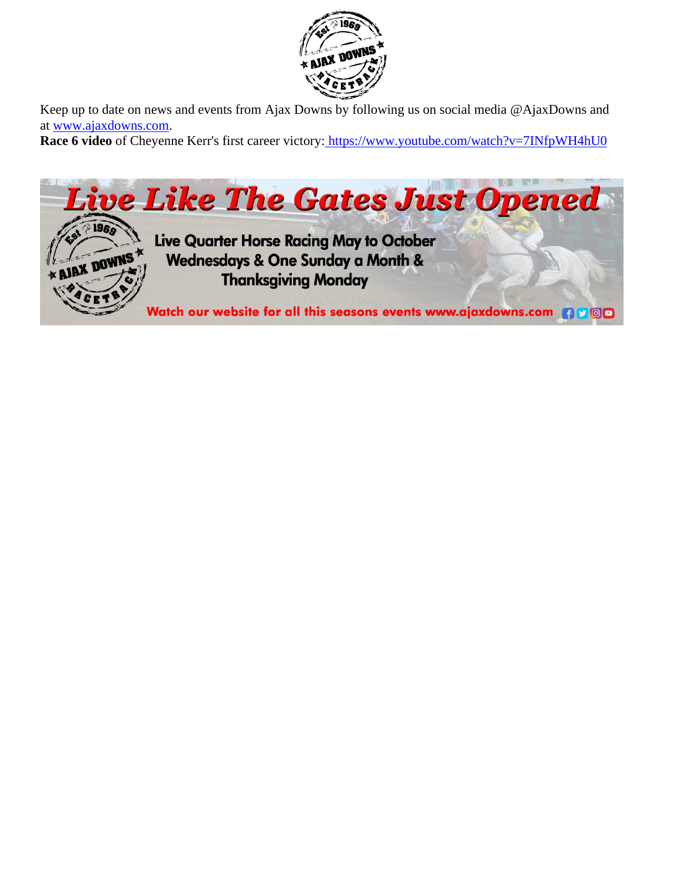Keep up to date on news and events from Ajax Downs by following us on social media @AjaxDowns and at www.ajaxdowns.com.

**Race 6 video** of Cheyenne Kerr's first career victory: https://www.youtube.com/watch?v=7INfpWH4hU0

Live Like The Gates Just Opened

Live Quarter Horse Racing May to October
Wednesdays & One Sunday a Month &
Thanksgiving Monday

Watch our website for all this seasons events www.ajaxdowns.com